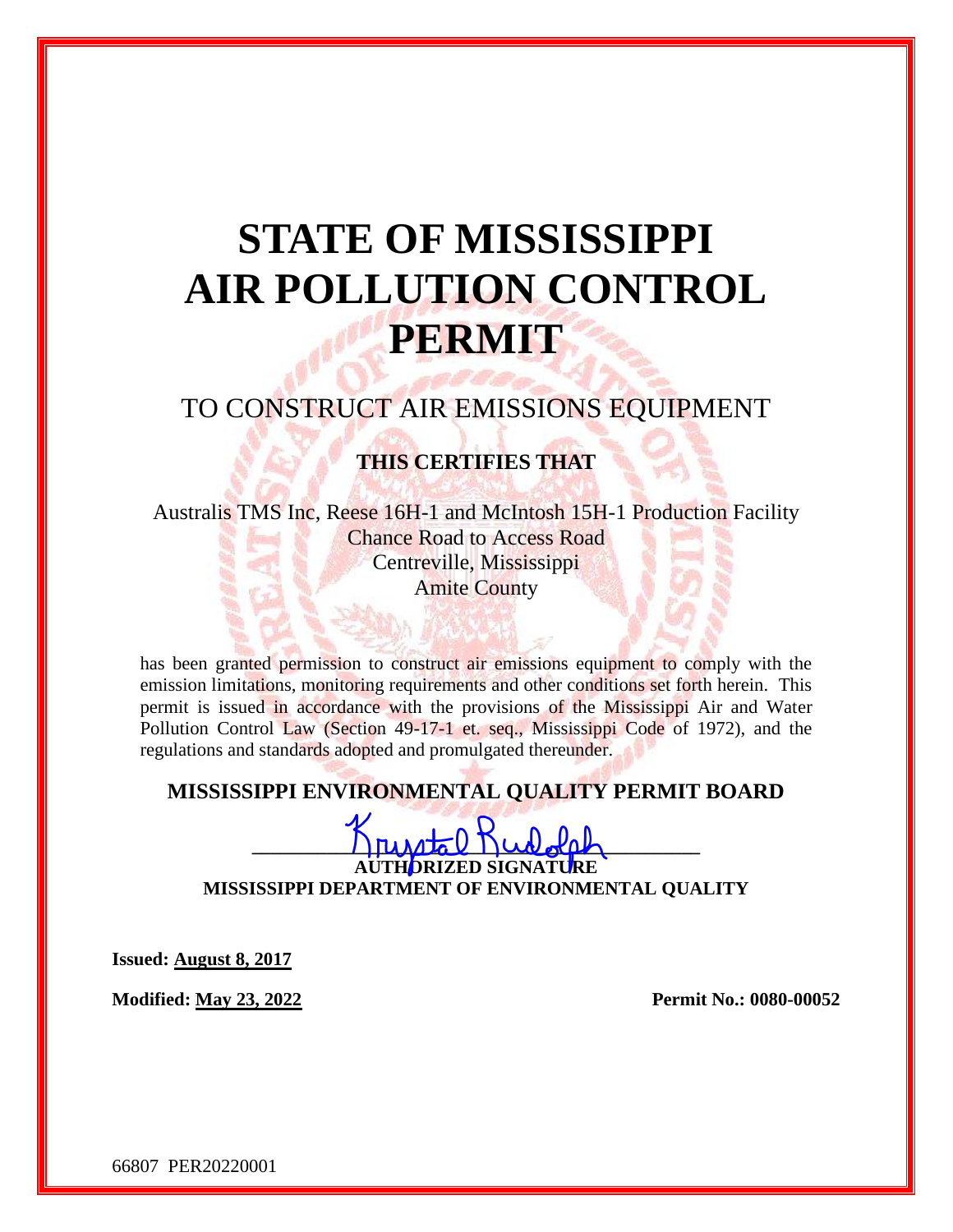# STATE OF MISSISSIPPI AIR POLLUTION CONTROL PERMIT

## TO CONSTRUCT AIR EMISSIONS EQUIPMENT

**THIS CERTIFIES THAT**

Australis TMS Inc, Reese 16H-1 and McIntosh 15H-1 Production Facility
Chance Road to Access Road
Centreville, Mississippi
Amite County

has been granted permission to construct air emissions equipment to comply with the emission limitations, monitoring requirements and other conditions set forth herein. This permit is issued in accordance with the provisions of the Mississippi Air and Water Pollution Control Law (Section 49-17-1 et. seq., Mississippi Code of 1972), and the regulations and standards adopted and promulgated thereunder.

**MISSISSIPPI ENVIRONMENTAL QUALITY PERMIT BOARD**

Krystal Rudolph
**AUTHORIZED SIGNATURE**
**MISSISSIPPI DEPARTMENT OF ENVIRONMENTAL QUALITY**

**Issued: August 8, 2017**

**Modified: May 23, 2022** **Permit No.: 0080-00052**

66807 PER20220001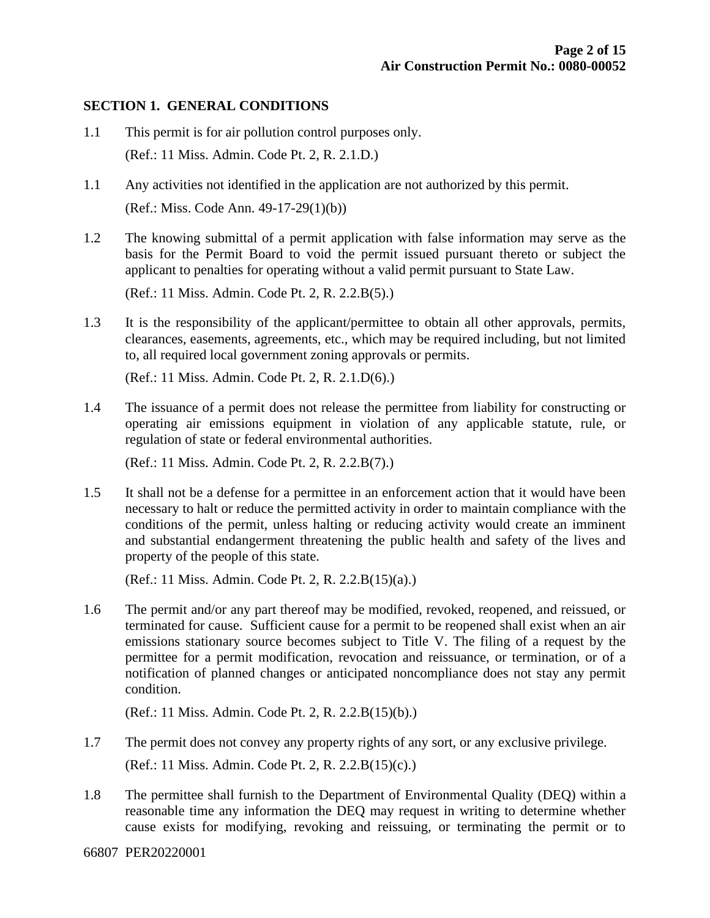## SECTION 1. GENERAL CONDITIONS

1.1 This permit is for air pollution control purposes only.

(Ref.: 11 Miss. Admin. Code Pt. 2, R. 2.1.D.)

1.1 Any activities not identified in the application are not authorized by this permit.

(Ref.: Miss. Code Ann. 49-17-29(1)(b))

1.2 The knowing submittal of a permit application with false information may serve as the basis for the Permit Board to void the permit issued pursuant thereto or subject the applicant to penalties for operating without a valid permit pursuant to State Law.

(Ref.: 11 Miss. Admin. Code Pt. 2, R. 2.2.B(5).)

1.3 It is the responsibility of the applicant/permittee to obtain all other approvals, permits, clearances, easements, agreements, etc., which may be required including, but not limited to, all required local government zoning approvals or permits.

(Ref.: 11 Miss. Admin. Code Pt. 2, R. 2.1.D(6).)

1.4 The issuance of a permit does not release the permittee from liability for constructing or operating air emissions equipment in violation of any applicable statute, rule, or regulation of state or federal environmental authorities.

(Ref.: 11 Miss. Admin. Code Pt. 2, R. 2.2.B(7).)

1.5 It shall not be a defense for a permittee in an enforcement action that it would have been necessary to halt or reduce the permitted activity in order to maintain compliance with the conditions of the permit, unless halting or reducing activity would create an imminent and substantial endangerment threatening the public health and safety of the lives and property of the people of this state.

(Ref.: 11 Miss. Admin. Code Pt. 2, R. 2.2.B(15)(a).)

1.6 The permit and/or any part thereof may be modified, revoked, reopened, and reissued, or terminated for cause. Sufficient cause for a permit to be reopened shall exist when an air emissions stationary source becomes subject to Title V. The filing of a request by the permittee for a permit modification, revocation and reissuance, or termination, or of a notification of planned changes or anticipated noncompliance does not stay any permit condition.

(Ref.: 11 Miss. Admin. Code Pt. 2, R. 2.2.B(15)(b).)

1.7 The permit does not convey any property rights of any sort, or any exclusive privilege.

(Ref.: 11 Miss. Admin. Code Pt. 2, R. 2.2.B(15)(c).)

1.8 The permittee shall furnish to the Department of Environmental Quality (DEQ) within a reasonable time any information the DEQ may request in writing to determine whether cause exists for modifying, revoking and reissuing, or terminating the permit or to

66807 PER20220001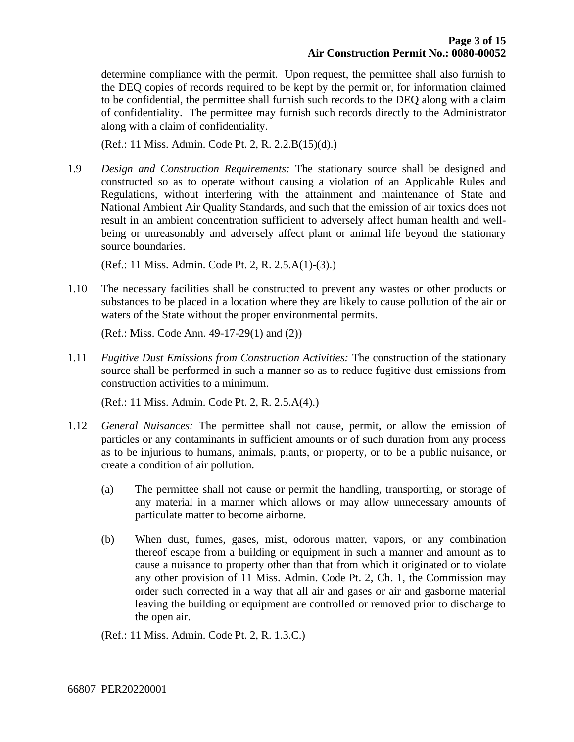determine compliance with the permit. Upon request, the permittee shall also furnish to the DEQ copies of records required to be kept by the permit or, for information claimed to be confidential, the permittee shall furnish such records to the DEQ along with a claim of confidentiality. The permittee may furnish such records directly to the Administrator along with a claim of confidentiality.

(Ref.: 11 Miss. Admin. Code Pt. 2, R. 2.2.B(15)(d).)

1.9 *Design and Construction Requirements:* The stationary source shall be designed and constructed so as to operate without causing a violation of an Applicable Rules and Regulations, without interfering with the attainment and maintenance of State and National Ambient Air Quality Standards, and such that the emission of air toxics does not result in an ambient concentration sufficient to adversely affect human health and well-being or unreasonably and adversely affect plant or animal life beyond the stationary source boundaries.

(Ref.: 11 Miss. Admin. Code Pt. 2, R. 2.5.A(1)-(3).)

1.10 The necessary facilities shall be constructed to prevent any wastes or other products or substances to be placed in a location where they are likely to cause pollution of the air or waters of the State without the proper environmental permits.

(Ref.: Miss. Code Ann. 49-17-29(1) and (2))

1.11 *Fugitive Dust Emissions from Construction Activities:* The construction of the stationary source shall be performed in such a manner so as to reduce fugitive dust emissions from construction activities to a minimum.

(Ref.: 11 Miss. Admin. Code Pt. 2, R. 2.5.A(4).)

1.12 *General Nuisances:* The permittee shall not cause, permit, or allow the emission of particles or any contaminants in sufficient amounts or of such duration from any process as to be injurious to humans, animals, plants, or property, or to be a public nuisance, or create a condition of air pollution.

(a) The permittee shall not cause or permit the handling, transporting, or storage of any material in a manner which allows or may allow unnecessary amounts of particulate matter to become airborne.

(b) When dust, fumes, gases, mist, odorous matter, vapors, or any combination thereof escape from a building or equipment in such a manner and amount as to cause a nuisance to property other than that from which it originated or to violate any other provision of 11 Miss. Admin. Code Pt. 2, Ch. 1, the Commission may order such corrected in a way that all air and gases or air and gasborne material leaving the building or equipment are controlled or removed prior to discharge to the open air.

(Ref.: 11 Miss. Admin. Code Pt. 2, R. 1.3.C.)

66807 PER20220001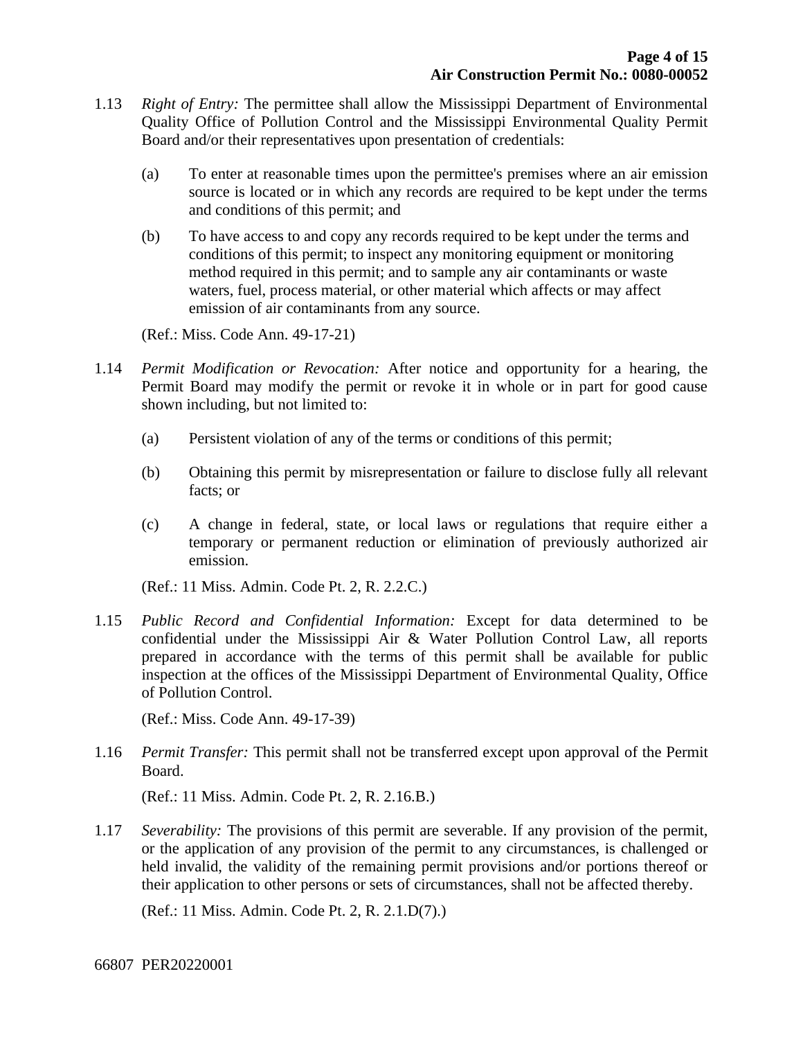1.13 *Right of Entry:* The permittee shall allow the Mississippi Department of Environmental Quality Office of Pollution Control and the Mississippi Environmental Quality Permit Board and/or their representatives upon presentation of credentials:

(a) To enter at reasonable times upon the permittee's premises where an air emission source is located or in which any records are required to be kept under the terms and conditions of this permit; and

(b) To have access to and copy any records required to be kept under the terms and conditions of this permit; to inspect any monitoring equipment or monitoring method required in this permit; and to sample any air contaminants or waste waters, fuel, process material, or other material which affects or may affect emission of air contaminants from any source.

(Ref.: Miss. Code Ann. 49-17-21)

1.14 *Permit Modification or Revocation:* After notice and opportunity for a hearing, the Permit Board may modify the permit or revoke it in whole or in part for good cause shown including, but not limited to:

(a) Persistent violation of any of the terms or conditions of this permit;

(b) Obtaining this permit by misrepresentation or failure to disclose fully all relevant facts; or

(c) A change in federal, state, or local laws or regulations that require either a temporary or permanent reduction or elimination of previously authorized air emission.

(Ref.: 11 Miss. Admin. Code Pt. 2, R. 2.2.C.)

1.15 *Public Record and Confidential Information:* Except for data determined to be confidential under the Mississippi Air & Water Pollution Control Law, all reports prepared in accordance with the terms of this permit shall be available for public inspection at the offices of the Mississippi Department of Environmental Quality, Office of Pollution Control.

(Ref.: Miss. Code Ann. 49-17-39)

1.16 *Permit Transfer:* This permit shall not be transferred except upon approval of the Permit Board.

(Ref.: 11 Miss. Admin. Code Pt. 2, R. 2.16.B.)

1.17 *Severability:* The provisions of this permit are severable. If any provision of the permit, or the application of any provision of the permit to any circumstances, is challenged or held invalid, the validity of the remaining permit provisions and/or portions thereof or their application to other persons or sets of circumstances, shall not be affected thereby.

(Ref.: 11 Miss. Admin. Code Pt. 2, R. 2.1.D(7).)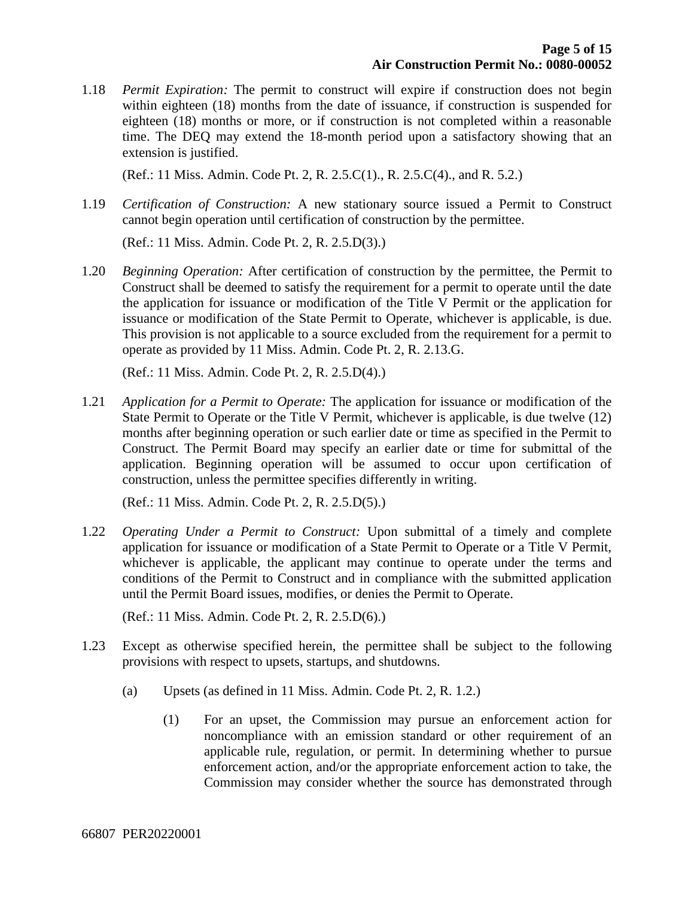1.18 *Permit Expiration:* The permit to construct will expire if construction does not begin within eighteen (18) months from the date of issuance, if construction is suspended for eighteen (18) months or more, or if construction is not completed within a reasonable time. The DEQ may extend the 18-month period upon a satisfactory showing that an extension is justified.

(Ref.: 11 Miss. Admin. Code Pt. 2, R. 2.5.C(1)., R. 2.5.C(4)., and R. 5.2.)

1.19 *Certification of Construction:* A new stationary source issued a Permit to Construct cannot begin operation until certification of construction by the permittee.

(Ref.: 11 Miss. Admin. Code Pt. 2, R. 2.5.D(3).)

1.20 *Beginning Operation:* After certification of construction by the permittee, the Permit to Construct shall be deemed to satisfy the requirement for a permit to operate until the date the application for issuance or modification of the Title V Permit or the application for issuance or modification of the State Permit to Operate, whichever is applicable, is due. This provision is not applicable to a source excluded from the requirement for a permit to operate as provided by 11 Miss. Admin. Code Pt. 2, R. 2.13.G.

(Ref.: 11 Miss. Admin. Code Pt. 2, R. 2.5.D(4).)

1.21 *Application for a Permit to Operate:* The application for issuance or modification of the State Permit to Operate or the Title V Permit, whichever is applicable, is due twelve (12) months after beginning operation or such earlier date or time as specified in the Permit to Construct. The Permit Board may specify an earlier date or time for submittal of the application. Beginning operation will be assumed to occur upon certification of construction, unless the permittee specifies differently in writing.

(Ref.: 11 Miss. Admin. Code Pt. 2, R. 2.5.D(5).)

1.22 *Operating Under a Permit to Construct:* Upon submittal of a timely and complete application for issuance or modification of a State Permit to Operate or a Title V Permit, whichever is applicable, the applicant may continue to operate under the terms and conditions of the Permit to Construct and in compliance with the submitted application until the Permit Board issues, modifies, or denies the Permit to Operate.

(Ref.: 11 Miss. Admin. Code Pt. 2, R. 2.5.D(6).)

1.23 Except as otherwise specified herein, the permittee shall be subject to the following provisions with respect to upsets, startups, and shutdowns.

(a) Upsets (as defined in 11 Miss. Admin. Code Pt. 2, R. 1.2.)

(1) For an upset, the Commission may pursue an enforcement action for noncompliance with an emission standard or other requirement of an applicable rule, regulation, or permit. In determining whether to pursue enforcement action, and/or the appropriate enforcement action to take, the Commission may consider whether the source has demonstrated through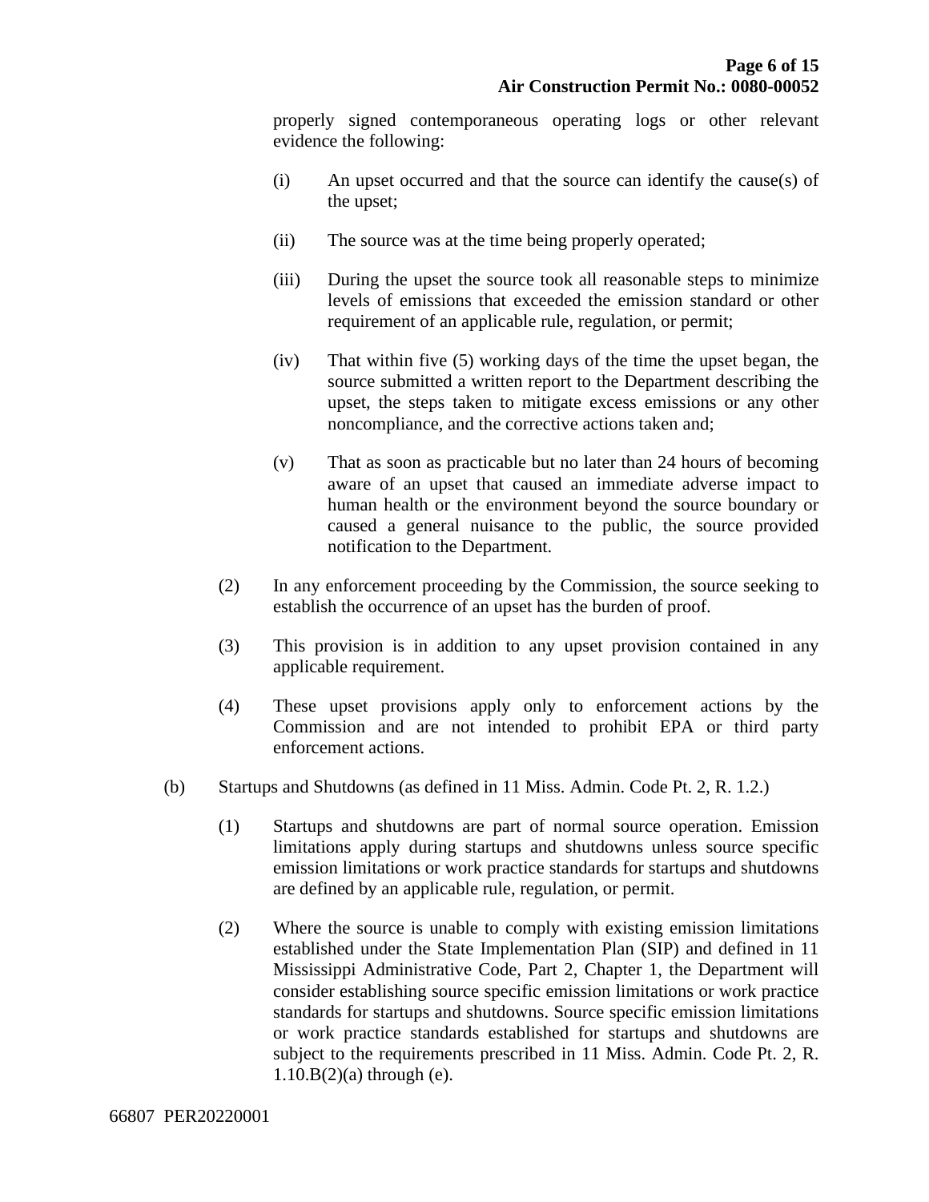properly signed contemporaneous operating logs or other relevant evidence the following:

(i) An upset occurred and that the source can identify the cause(s) of the upset;

(ii) The source was at the time being properly operated;

(iii) During the upset the source took all reasonable steps to minimize levels of emissions that exceeded the emission standard or other requirement of an applicable rule, regulation, or permit;

(iv) That within five (5) working days of the time the upset began, the source submitted a written report to the Department describing the upset, the steps taken to mitigate excess emissions or any other noncompliance, and the corrective actions taken and;

(v) That as soon as practicable but no later than 24 hours of becoming aware of an upset that caused an immediate adverse impact to human health or the environment beyond the source boundary or caused a general nuisance to the public, the source provided notification to the Department.

(2) In any enforcement proceeding by the Commission, the source seeking to establish the occurrence of an upset has the burden of proof.

(3) This provision is in addition to any upset provision contained in any applicable requirement.

(4) These upset provisions apply only to enforcement actions by the Commission and are not intended to prohibit EPA or third party enforcement actions.

(b) Startups and Shutdowns (as defined in 11 Miss. Admin. Code Pt. 2, R. 1.2.)

(1) Startups and shutdowns are part of normal source operation. Emission limitations apply during startups and shutdowns unless source specific emission limitations or work practice standards for startups and shutdowns are defined by an applicable rule, regulation, or permit.

(2) Where the source is unable to comply with existing emission limitations established under the State Implementation Plan (SIP) and defined in 11 Mississippi Administrative Code, Part 2, Chapter 1, the Department will consider establishing source specific emission limitations or work practice standards for startups and shutdowns. Source specific emission limitations or work practice standards established for startups and shutdowns are subject to the requirements prescribed in 11 Miss. Admin. Code Pt. 2, R. 1.10.B(2)(a) through (e).

66807 PER20220001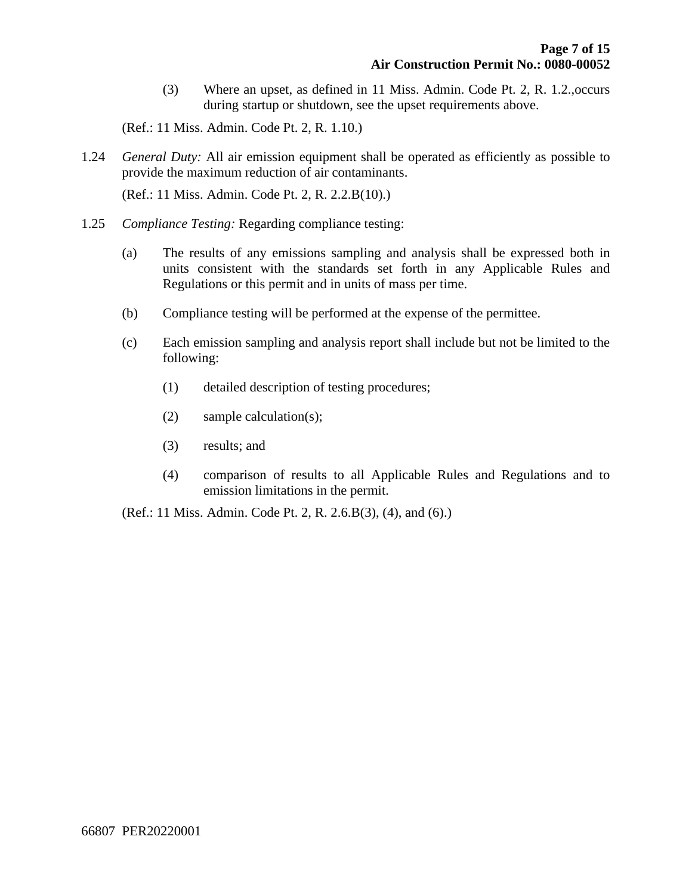(3) Where an upset, as defined in 11 Miss. Admin. Code Pt. 2, R. 1.2.,occurs during startup or shutdown, see the upset requirements above.

(Ref.: 11 Miss. Admin. Code Pt. 2, R. 1.10.)

1.24 *General Duty:* All air emission equipment shall be operated as efficiently as possible to provide the maximum reduction of air contaminants.

(Ref.: 11 Miss. Admin. Code Pt. 2, R. 2.2.B(10).)

1.25 *Compliance Testing:* Regarding compliance testing:

(a) The results of any emissions sampling and analysis shall be expressed both in units consistent with the standards set forth in any Applicable Rules and Regulations or this permit and in units of mass per time.

(b) Compliance testing will be performed at the expense of the permittee.

(c) Each emission sampling and analysis report shall include but not be limited to the following:

(1) detailed description of testing procedures;

(2) sample calculation(s);

(3) results; and

(4) comparison of results to all Applicable Rules and Regulations and to emission limitations in the permit.

(Ref.: 11 Miss. Admin. Code Pt. 2, R. 2.6.B(3), (4), and (6).)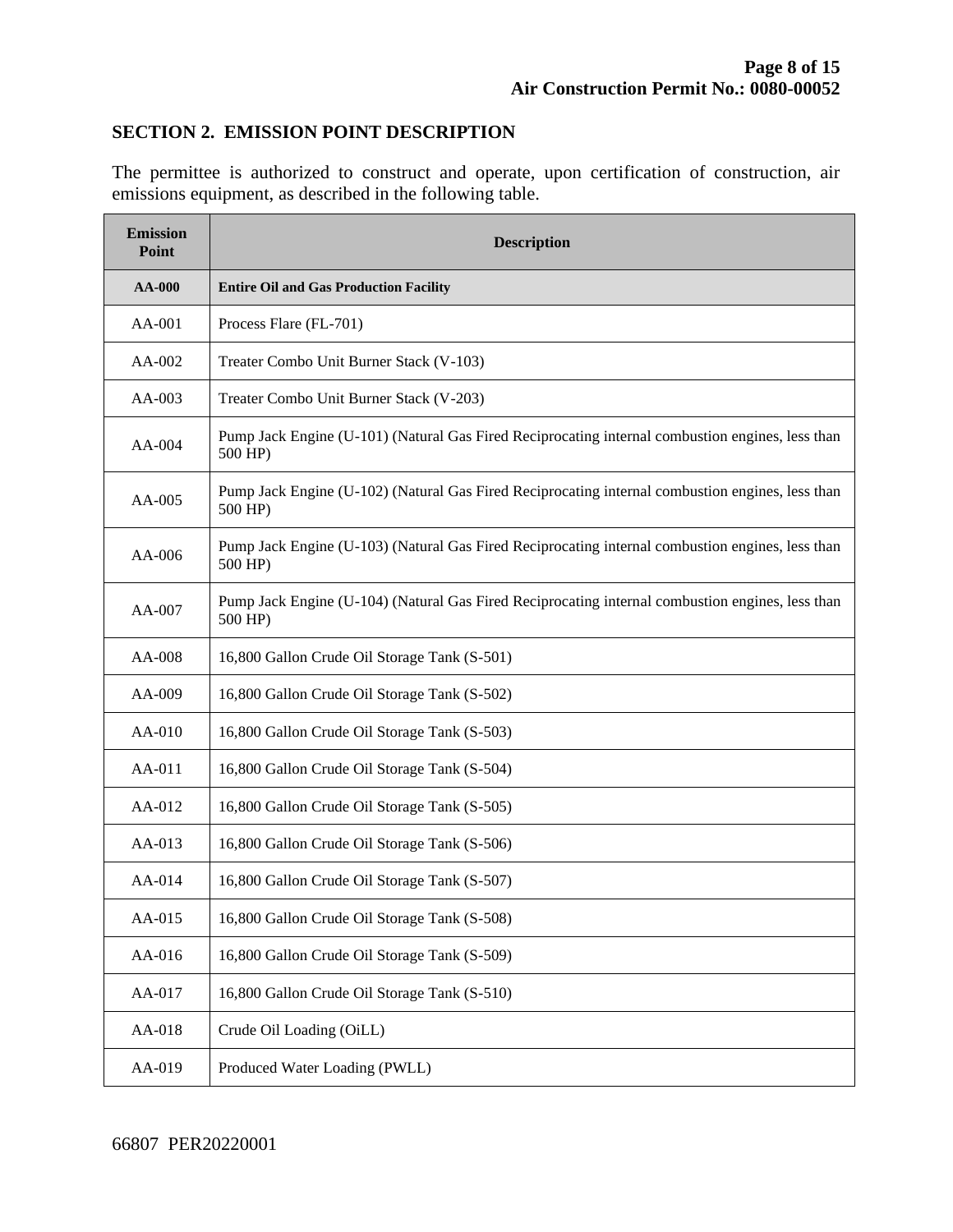## SECTION 2. EMISSION POINT DESCRIPTION

The permittee is authorized to construct and operate, upon certification of construction, air emissions equipment, as described in the following table.

| Emission Point | Description |
|---|---|
| **AA-000** | **Entire Oil and Gas Production Facility** |
| AA-001 | Process Flare (FL-701) |
| AA-002 | Treater Combo Unit Burner Stack (V-103) |
| AA-003 | Treater Combo Unit Burner Stack (V-203) |
| AA-004 | Pump Jack Engine (U-101) (Natural Gas Fired Reciprocating internal combustion engines, less than 500 HP) |
| AA-005 | Pump Jack Engine (U-102) (Natural Gas Fired Reciprocating internal combustion engines, less than 500 HP) |
| AA-006 | Pump Jack Engine (U-103) (Natural Gas Fired Reciprocating internal combustion engines, less than 500 HP) |
| AA-007 | Pump Jack Engine (U-104) (Natural Gas Fired Reciprocating internal combustion engines, less than 500 HP) |
| AA-008 | 16,800 Gallon Crude Oil Storage Tank (S-501) |
| AA-009 | 16,800 Gallon Crude Oil Storage Tank (S-502) |
| AA-010 | 16,800 Gallon Crude Oil Storage Tank (S-503) |
| AA-011 | 16,800 Gallon Crude Oil Storage Tank (S-504) |
| AA-012 | 16,800 Gallon Crude Oil Storage Tank (S-505) |
| AA-013 | 16,800 Gallon Crude Oil Storage Tank (S-506) |
| AA-014 | 16,800 Gallon Crude Oil Storage Tank (S-507) |
| AA-015 | 16,800 Gallon Crude Oil Storage Tank (S-508) |
| AA-016 | 16,800 Gallon Crude Oil Storage Tank (S-509) |
| AA-017 | 16,800 Gallon Crude Oil Storage Tank (S-510) |
| AA-018 | Crude Oil Loading (OiLL) |
| AA-019 | Produced Water Loading (PWLL) |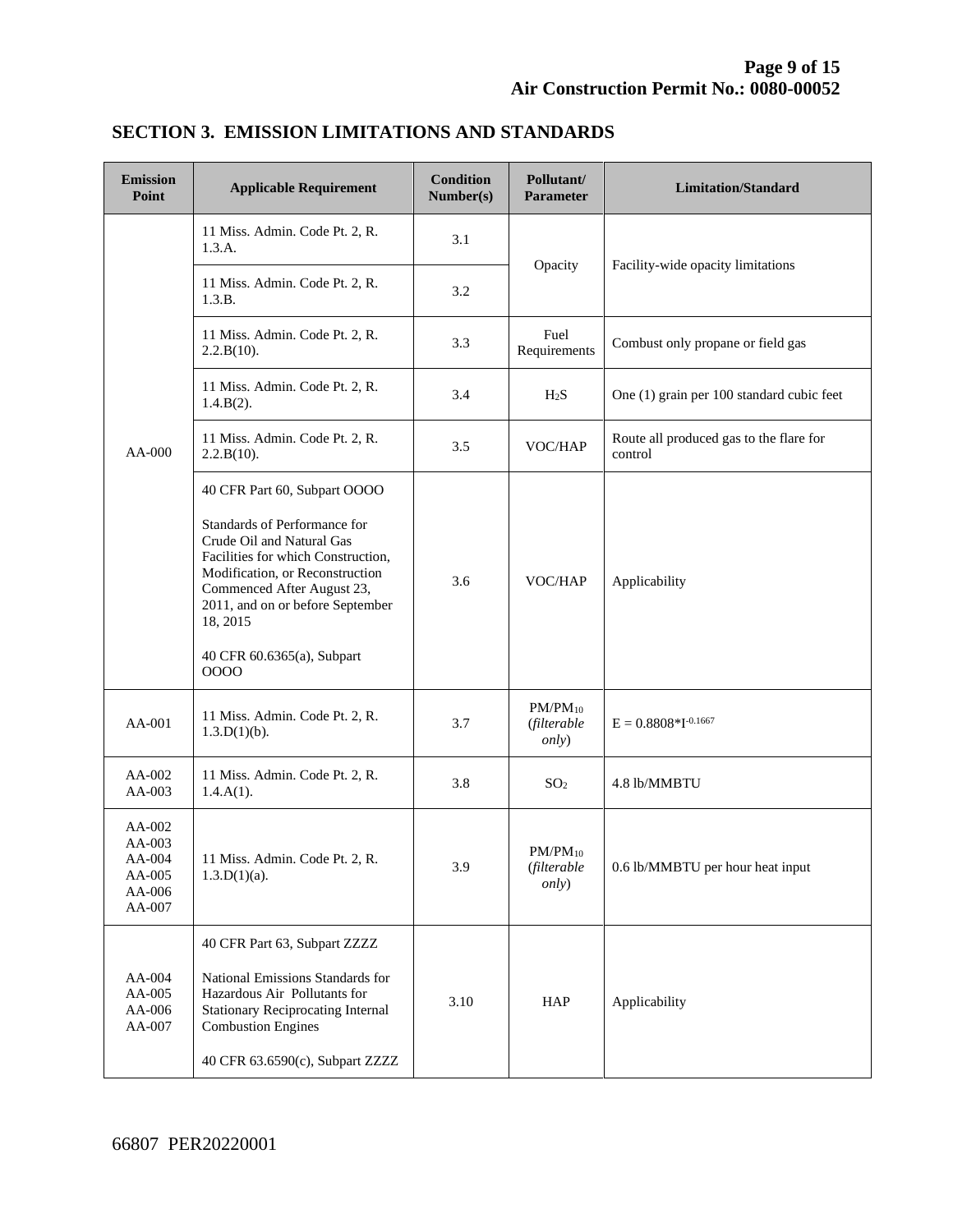## SECTION 3. EMISSION LIMITATIONS AND STANDARDS

| Emission Point | Applicable Requirement | Condition Number(s) | Pollutant/ Parameter | Limitation/Standard |
|---|---|---|---|---|
| AA-000 | 11 Miss. Admin. Code Pt. 2, R. 1.3.A. | 3.1 | Opacity | Facility-wide opacity limitations |
| | 11 Miss. Admin. Code Pt. 2, R. 1.3.B. | 3.2 | | |
| | 11 Miss. Admin. Code Pt. 2, R. 2.2.B(10). | 3.3 | Fuel Requirements | Combust only propane or field gas |
| | 11 Miss. Admin. Code Pt. 2, R. 1.4.B(2). | 3.4 | $H_2S$ | One (1) grain per 100 standard cubic feet |
| | 11 Miss. Admin. Code Pt. 2, R. 2.2.B(10). | 3.5 | VOC/HAP | Route all produced gas to the flare for control |
| | 40 CFR Part 60, Subpart OOOO<br><br>Standards of Performance for Crude Oil and Natural Gas Facilities for which Construction, Modification, or Reconstruction Commenced After August 23, 2011, and on or before September 18, 2015<br><br>40 CFR 60.6365(a), Subpart OOOO | 3.6 | VOC/HAP | Applicability |
| AA-001 | 11 Miss. Admin. Code Pt. 2, R. 1.3.D(1)(b). | 3.7 | $PM/PM_{10}$ (*filterable only*) | $E = 0.8808*I^{-0.1667}$ |
| AA-002<br>AA-003 | 11 Miss. Admin. Code Pt. 2, R. 1.4.A(1). | 3.8 | $SO_2$ | 4.8 lb/MMBTU |
| AA-002<br>AA-003<br>AA-004<br>AA-005<br>AA-006<br>AA-007 | 11 Miss. Admin. Code Pt. 2, R. 1.3.D(1)(a). | 3.9 | $PM/PM_{10}$ (*filterable only*) | 0.6 lb/MMBTU per hour heat input |
| AA-004<br>AA-005<br>AA-006<br>AA-007 | 40 CFR Part 63, Subpart ZZZZ<br><br>National Emissions Standards for Hazardous Air Pollutants for Stationary Reciprocating Internal Combustion Engines<br><br>40 CFR 63.6590(c), Subpart ZZZZ | 3.10 | HAP | Applicability |

66807 PER20220001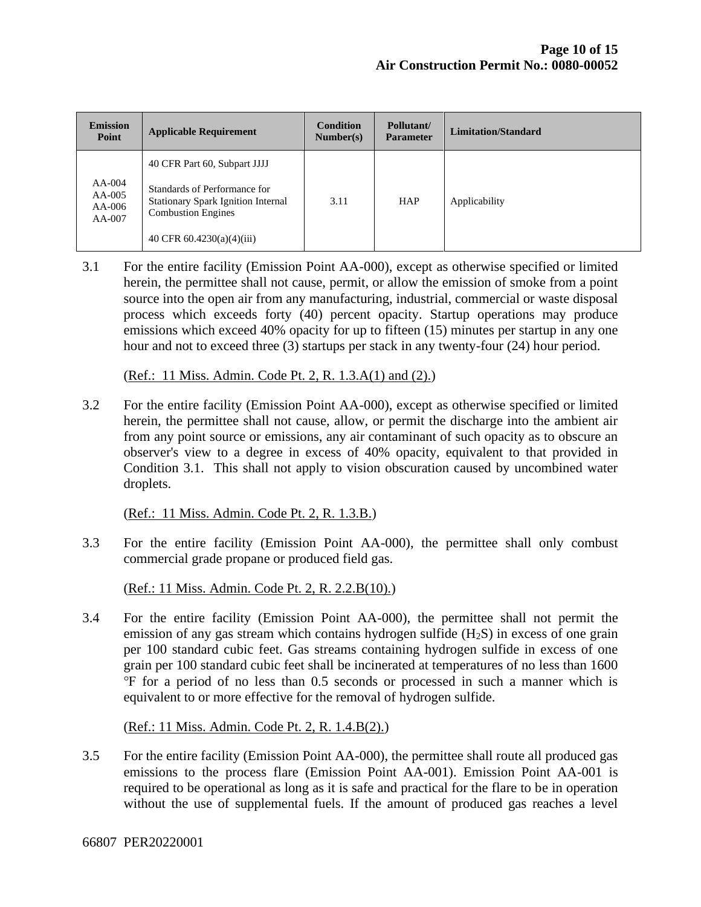| Emission Point | Applicable Requirement | Condition Number(s) | Pollutant/ Parameter | Limitation/Standard |
|---|---|---|---|---|
| AA-004<br>AA-005<br>AA-006<br>AA-007 | 40 CFR Part 60, Subpart JJJJ<br><br>Standards of Performance for Stationary Spark Ignition Internal Combustion Engines<br><br>40 CFR 60.4230(a)(4)(iii) | 3.11 | HAP | Applicability |

3.1 For the entire facility (Emission Point AA-000), except as otherwise specified or limited herein, the permittee shall not cause, permit, or allow the emission of smoke from a point source into the open air from any manufacturing, industrial, commercial or waste disposal process which exceeds forty (40) percent opacity. Startup operations may produce emissions which exceed 40% opacity for up to fifteen (15) minutes per startup in any one hour and not to exceed three (3) startups per stack in any twenty-four (24) hour period.

(Ref.: 11 Miss. Admin. Code Pt. 2, R. 1.3.A(1) and (2).)

3.2 For the entire facility (Emission Point AA-000), except as otherwise specified or limited herein, the permittee shall not cause, allow, or permit the discharge into the ambient air from any point source or emissions, any air contaminant of such opacity as to obscure an observer's view to a degree in excess of 40% opacity, equivalent to that provided in Condition 3.1. This shall not apply to vision obscuration caused by uncombined water droplets.

(Ref.: 11 Miss. Admin. Code Pt. 2, R. 1.3.B.)

3.3 For the entire facility (Emission Point AA-000), the permittee shall only combust commercial grade propane or produced field gas.

(Ref.: 11 Miss. Admin. Code Pt. 2, R. 2.2.B(10).)

3.4 For the entire facility (Emission Point AA-000), the permittee shall not permit the emission of any gas stream which contains hydrogen sulfide ($H_2S$) in excess of one grain per 100 standard cubic feet. Gas streams containing hydrogen sulfide in excess of one grain per 100 standard cubic feet shall be incinerated at temperatures of no less than 1600 °F for a period of no less than 0.5 seconds or processed in such a manner which is equivalent to or more effective for the removal of hydrogen sulfide.

(Ref.: 11 Miss. Admin. Code Pt. 2, R. 1.4.B(2).)

3.5 For the entire facility (Emission Point AA-000), the permittee shall route all produced gas emissions to the process flare (Emission Point AA-001). Emission Point AA-001 is required to be operational as long as it is safe and practical for the flare to be in operation without the use of supplemental fuels. If the amount of produced gas reaches a level

66807 PER20220001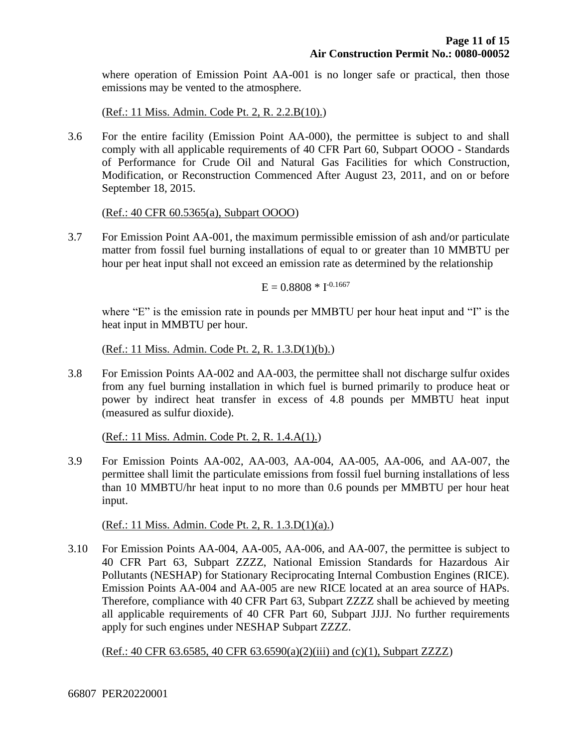where operation of Emission Point AA-001 is no longer safe or practical, then those emissions may be vented to the atmosphere.

(Ref.: 11 Miss. Admin. Code Pt. 2, R. 2.2.B(10).)

3.6 For the entire facility (Emission Point AA-000), the permittee is subject to and shall comply with all applicable requirements of 40 CFR Part 60, Subpart OOOO - Standards of Performance for Crude Oil and Natural Gas Facilities for which Construction, Modification, or Reconstruction Commenced After August 23, 2011, and on or before September 18, 2015.

(Ref.: 40 CFR 60.5365(a), Subpart OOOO)

3.7 For Emission Point AA-001, the maximum permissible emission of ash and/or particulate matter from fossil fuel burning installations of equal to or greater than 10 MMBTU per hour per heat input shall not exceed an emission rate as determined by the relationship

$$E = 0.8808 * I^{-0.1667}$$

where "E" is the emission rate in pounds per MMBTU per hour heat input and "I" is the heat input in MMBTU per hour.

(Ref.: 11 Miss. Admin. Code Pt. 2, R. 1.3.D(1)(b).)

3.8 For Emission Points AA-002 and AA-003, the permittee shall not discharge sulfur oxides from any fuel burning installation in which fuel is burned primarily to produce heat or power by indirect heat transfer in excess of 4.8 pounds per MMBTU heat input (measured as sulfur dioxide).

(Ref.: 11 Miss. Admin. Code Pt. 2, R. 1.4.A(1).)

3.9 For Emission Points AA-002, AA-003, AA-004, AA-005, AA-006, and AA-007, the permittee shall limit the particulate emissions from fossil fuel burning installations of less than 10 MMBTU/hr heat input to no more than 0.6 pounds per MMBTU per hour heat input.

(Ref.: 11 Miss. Admin. Code Pt. 2, R. 1.3.D(1)(a).)

3.10 For Emission Points AA-004, AA-005, AA-006, and AA-007, the permittee is subject to 40 CFR Part 63, Subpart ZZZZ, National Emission Standards for Hazardous Air Pollutants (NESHAP) for Stationary Reciprocating Internal Combustion Engines (RICE). Emission Points AA-004 and AA-005 are new RICE located at an area source of HAPs. Therefore, compliance with 40 CFR Part 63, Subpart ZZZZ shall be achieved by meeting all applicable requirements of 40 CFR Part 60, Subpart JJJJ. No further requirements apply for such engines under NESHAP Subpart ZZZZ.

(Ref.: 40 CFR 63.6585, 40 CFR 63.6590(a)(2)(iii) and (c)(1), Subpart ZZZZ)

66807 PER20220001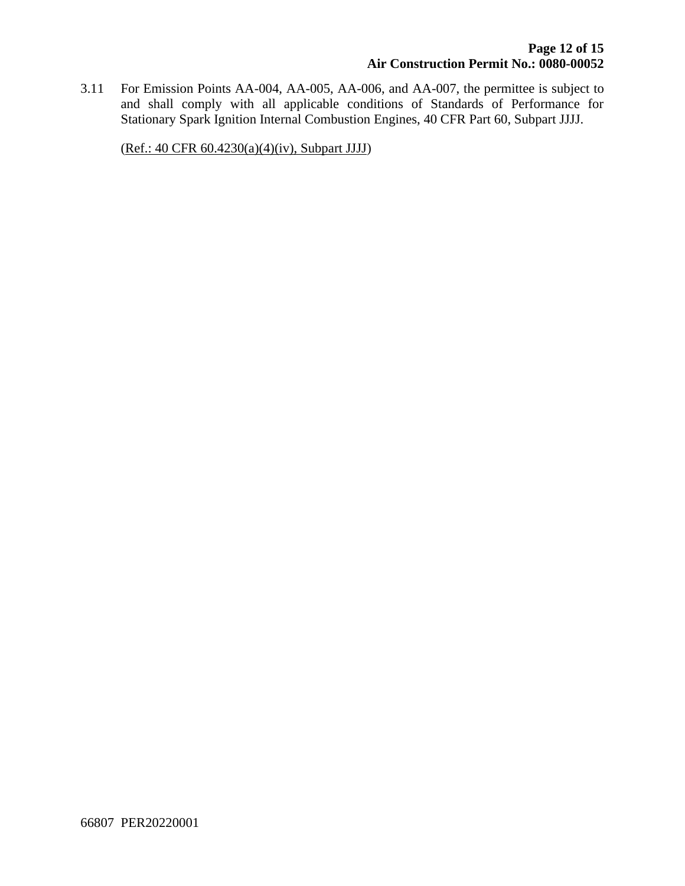3.11 For Emission Points AA-004, AA-005, AA-006, and AA-007, the permittee is subject to and shall comply with all applicable conditions of Standards of Performance for Stationary Spark Ignition Internal Combustion Engines, 40 CFR Part 60, Subpart JJJJ.

(Ref.: 40 CFR 60.4230(a)(4)(iv), Subpart JJJJ)

66807 PER20220001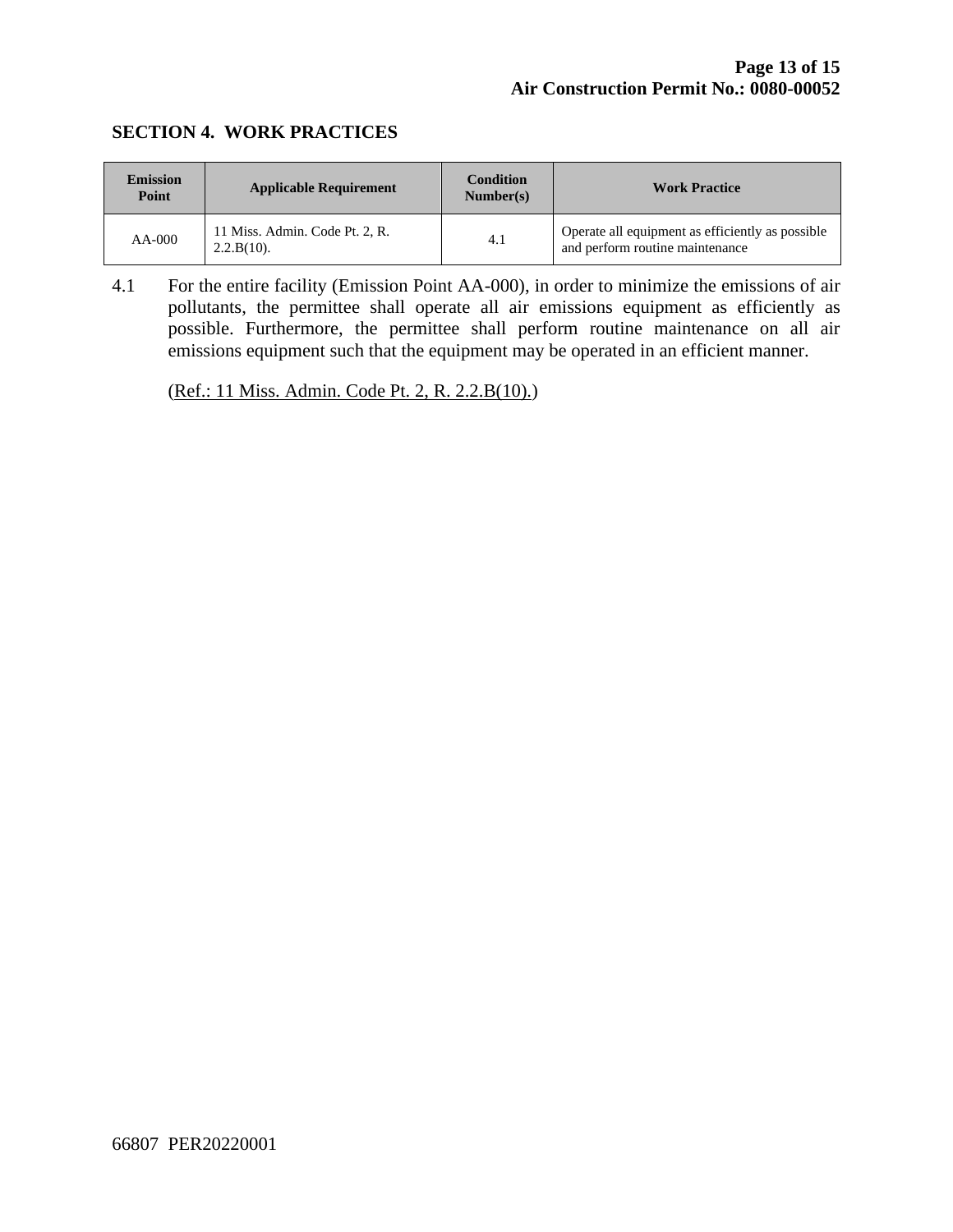## SECTION 4. WORK PRACTICES

| Emission Point | Applicable Requirement | Condition Number(s) | Work Practice |
|---|---|---|---|
| AA-000 | 11 Miss. Admin. Code Pt. 2, R. 2.2.B(10). | 4.1 | Operate all equipment as efficiently as possible and perform routine maintenance |

4.1 For the entire facility (Emission Point AA-000), in order to minimize the emissions of air pollutants, the permittee shall operate all air emissions equipment as efficiently as possible. Furthermore, the permittee shall perform routine maintenance on all air emissions equipment such that the equipment may be operated in an efficient manner.

(Ref.: 11 Miss. Admin. Code Pt. 2, R. 2.2.B(10).)

66807 PER20220001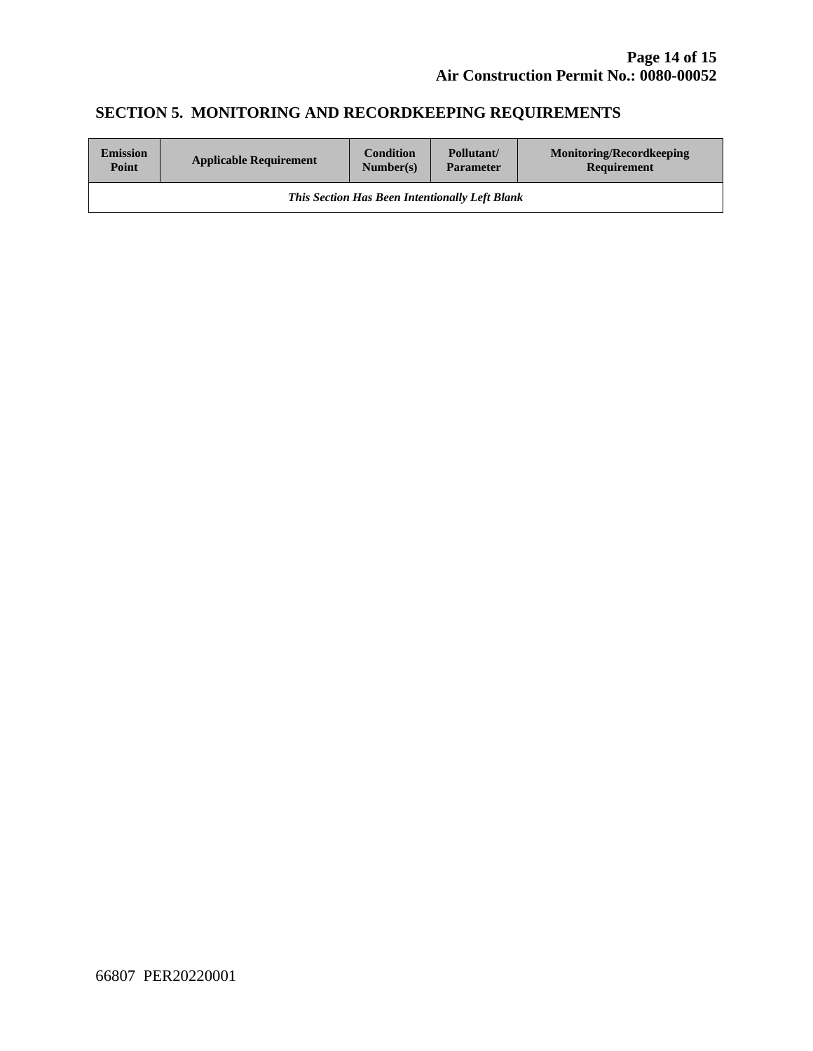## SECTION 5. MONITORING AND RECORDKEEPING REQUIREMENTS

| Emission Point | Applicable Requirement | Condition Number(s) | Pollutant/ Parameter | Monitoring/Recordkeeping Requirement |
|---|---|---|---|---|
| ***This Section Has Been Intentionally Left Blank*** | | | | |

66807 PER20220001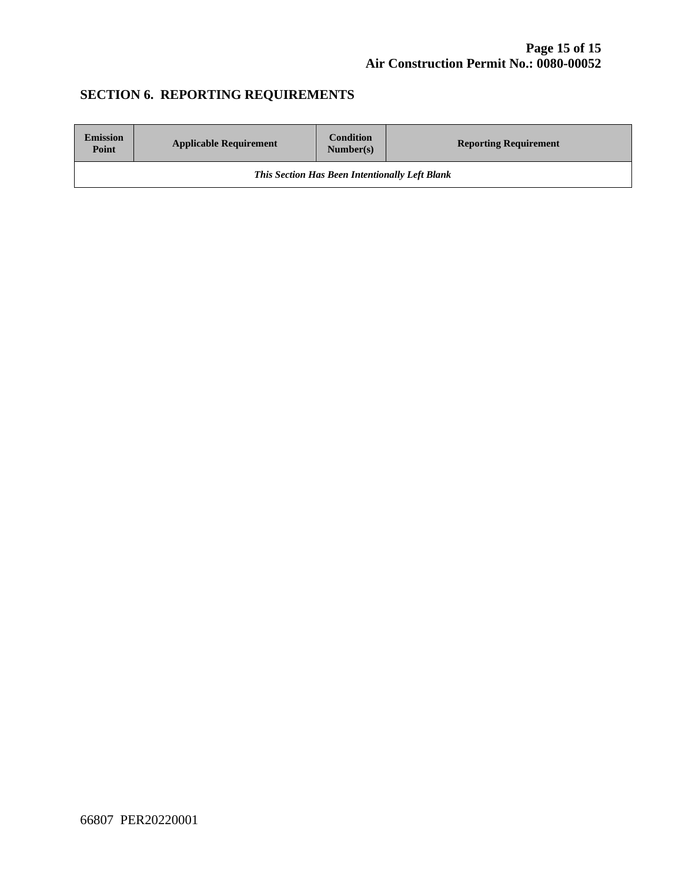## SECTION 6. REPORTING REQUIREMENTS

| Emission Point | Applicable Requirement | Condition Number(s) | Reporting Requirement |
|---|---|---|---|
| ***This Section Has Been Intentionally Left Blank*** | | | |

66807 PER20220001